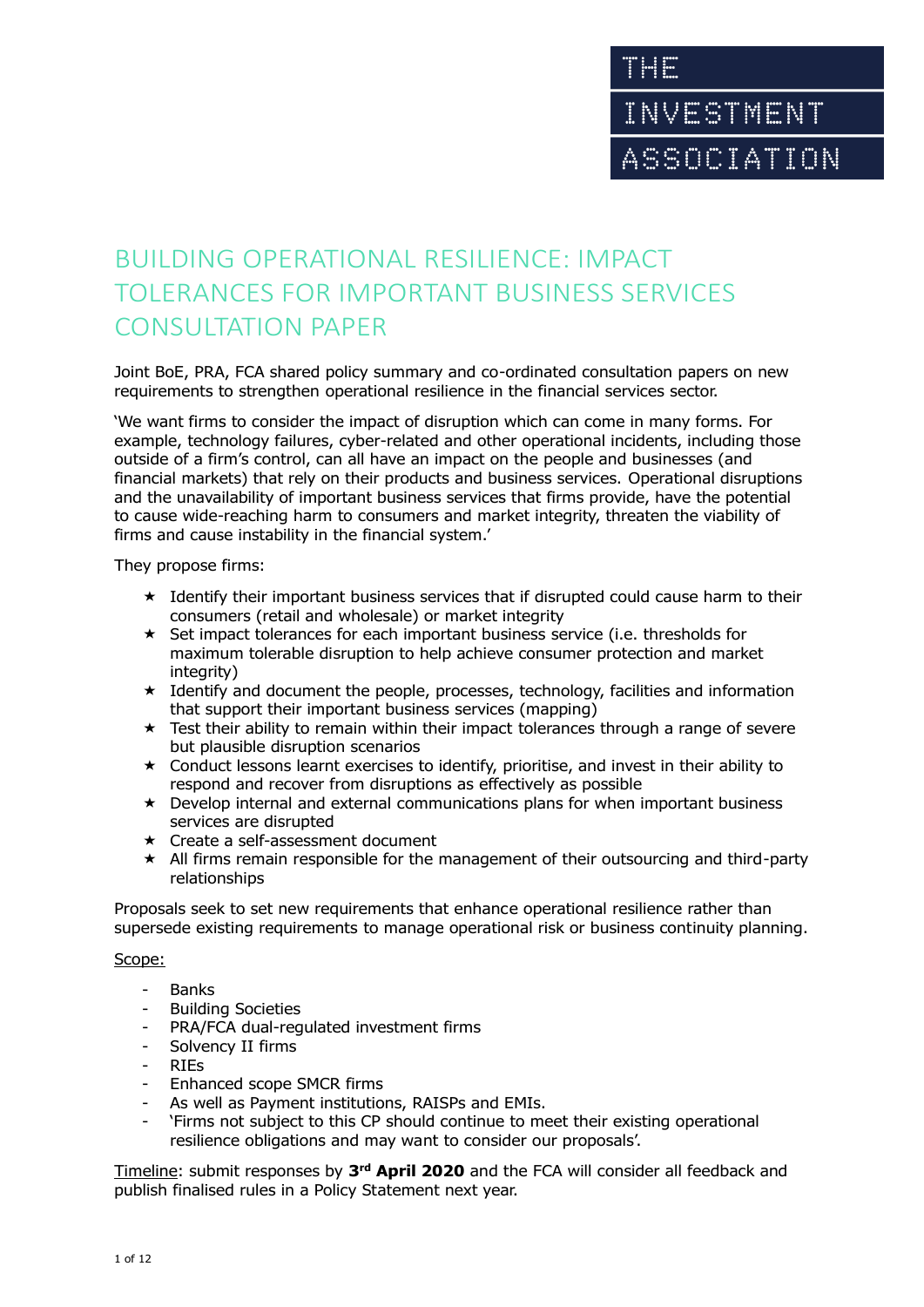THE INVESTMENT ASSOCIATION

# BUILDING OPERATIONAL RESILIENCE: IMPACT TOLERANCES FOR IMPORTANT BUSINESS SERVICES CONSULTATION PAPER

Joint BoE, PRA, FCA shared policy summary and co-ordinated consultation papers on new requirements to strengthen operational resilience in the financial services sector.

'We want firms to consider the impact of disruption which can come in many forms. For example, technology failures, cyber-related and other operational incidents, including those outside of a firm's control, can all have an impact on the people and businesses (and financial markets) that rely on their products and business services. Operational disruptions and the unavailability of important business services that firms provide, have the potential to cause wide-reaching harm to consumers and market integrity, threaten the viability of firms and cause instability in the financial system.'

They propose firms:

- ★ Identify their important business services that if disrupted could cause harm to their consumers (retail and wholesale) or market integrity
- ★ Set impact tolerances for each important business service (i.e. thresholds for maximum tolerable disruption to help achieve consumer protection and market integrity)
- ★ Identify and document the people, processes, technology, facilities and information that support their important business services (mapping)
- ★ Test their ability to remain within their impact tolerances through a range of severe but plausible disruption scenarios
- ★ Conduct lessons learnt exercises to identify, prioritise, and invest in their ability to respond and recover from disruptions as effectively as possible
- ★ Develop internal and external communications plans for when important business services are disrupted
- ★ Create a self-assessment document
- ★ All firms remain responsible for the management of their outsourcing and third-party relationships

Proposals seek to set new requirements that enhance operational resilience rather than supersede existing requirements to manage operational risk or business continuity planning.

Scope:

- Banks
- Building Societies
- PRA/FCA dual-regulated investment firms
- Solvency II firms
- RIEs
- Enhanced scope SMCR firms
- As well as Payment institutions, RAISPs and EMIs.
- 'Firms not subject to this CP should continue to meet their existing operational resilience obligations and may want to consider our proposals'.

Timeline: submit responses by **3rd April 2020** and the FCA will consider all feedback and publish finalised rules in a Policy Statement next year.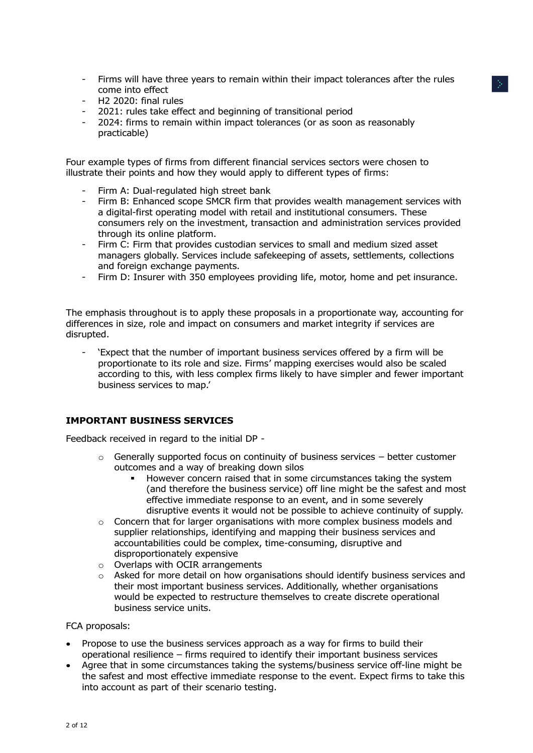- Firms will have three years to remain within their impact tolerances after the rules come into effect
- H2 2020: final rules
- 2021: rules take effect and beginning of transitional period
- 2024: firms to remain within impact tolerances (or as soon as reasonably practicable)

Four example types of firms from different financial services sectors were chosen to illustrate their points and how they would apply to different types of firms:

- Firm A: Dual-regulated high street bank
- Firm B: Enhanced scope SMCR firm that provides wealth management services with a digital-first operating model with retail and institutional consumers. These consumers rely on the investment, transaction and administration services provided through its online platform.
- Firm C: Firm that provides custodian services to small and medium sized asset managers globally. Services include safekeeping of assets, settlements, collections and foreign exchange payments.
- Firm D: Insurer with 350 employees providing life, motor, home and pet insurance.

The emphasis throughout is to apply these proposals in a proportionate way, accounting for differences in size, role and impact on consumers and market integrity if services are disrupted.

- 'Expect that the number of important business services offered by a firm will be proportionate to its role and size. Firms' mapping exercises would also be scaled according to this, with less complex firms likely to have simpler and fewer important business services to map.'

**IMPORTANT BUSINESS SERVICES**

Feedback received in regard to the initial DP -

- Generally supported focus on continuity of business services – better customer outcomes and a way of breaking down silos
  - However concern raised that in some circumstances taking the system (and therefore the business service) off line might be the safest and most effective immediate response to an event, and in some severely disruptive events it would not be possible to achieve continuity of supply.
- Concern that for larger organisations with more complex business models and supplier relationships, identifying and mapping their business services and accountabilities could be complex, time-consuming, disruptive and disproportionately expensive
- Overlaps with OCIR arrangements
- Asked for more detail on how organisations should identify business services and their most important business services. Additionally, whether organisations would be expected to restructure themselves to create discrete operational business service units.

FCA proposals:

- Propose to use the business services approach as a way for firms to build their operational resilience – firms required to identify their important business services
- Agree that in some circumstances taking the systems/business service off-line might be the safest and most effective immediate response to the event. Expect firms to take this into account as part of their scenario testing.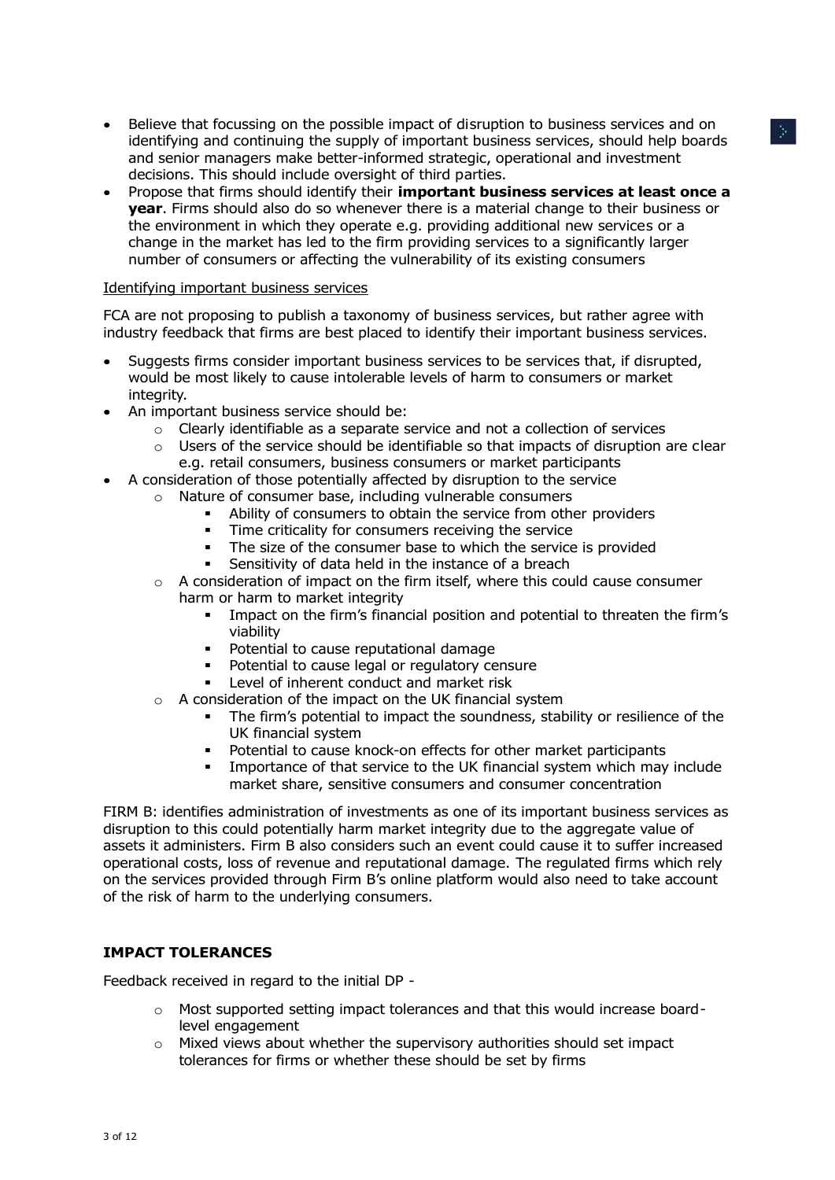- Believe that focussing on the possible impact of disruption to business services and on identifying and continuing the supply of important business services, should help boards and senior managers make better-informed strategic, operational and investment decisions. This should include oversight of third parties.
- Propose that firms should identify their **important business services at least once a year**. Firms should also do so whenever there is a material change to their business or the environment in which they operate e.g. providing additional new services or a change in the market has led to the firm providing services to a significantly larger number of consumers or affecting the vulnerability of its existing consumers

<u>Identifying important business services</u>

FCA are not proposing to publish a taxonomy of business services, but rather agree with industry feedback that firms are best placed to identify their important business services.

- Suggests firms consider important business services to be services that, if disrupted, would be most likely to cause intolerable levels of harm to consumers or market integrity.
- An important business service should be:
    - Clearly identifiable as a separate service and not a collection of services
    - Users of the service should be identifiable so that impacts of disruption are clear e.g. retail consumers, business consumers or market participants
- A consideration of those potentially affected by disruption to the service
    - Nature of consumer base, including vulnerable consumers
        - Ability of consumers to obtain the service from other providers
        - Time criticality for consumers receiving the service
        - The size of the consumer base to which the service is provided
        - Sensitivity of data held in the instance of a breach
    - A consideration of impact on the firm itself, where this could cause consumer harm or harm to market integrity
        - Impact on the firm's financial position and potential to threaten the firm's viability
        - Potential to cause reputational damage
        - Potential to cause legal or regulatory censure
        - Level of inherent conduct and market risk
    - A consideration of the impact on the UK financial system
        - The firm's potential to impact the soundness, stability or resilience of the UK financial system
        - Potential to cause knock-on effects for other market participants
        - Importance of that service to the UK financial system which may include market share, sensitive consumers and consumer concentration

FIRM B: identifies administration of investments as one of its important business services as disruption to this could potentially harm market integrity due to the aggregate value of assets it administers. Firm B also considers such an event could cause it to suffer increased operational costs, loss of revenue and reputational damage. The regulated firms which rely on the services provided through Firm B's online platform would also need to take account of the risk of harm to the underlying consumers.

**IMPACT TOLERANCES**

Feedback received in regard to the initial DP -

- Most supported setting impact tolerances and that this would increase board-level engagement
- Mixed views about whether the supervisory authorities should set impact tolerances for firms or whether these should be set by firms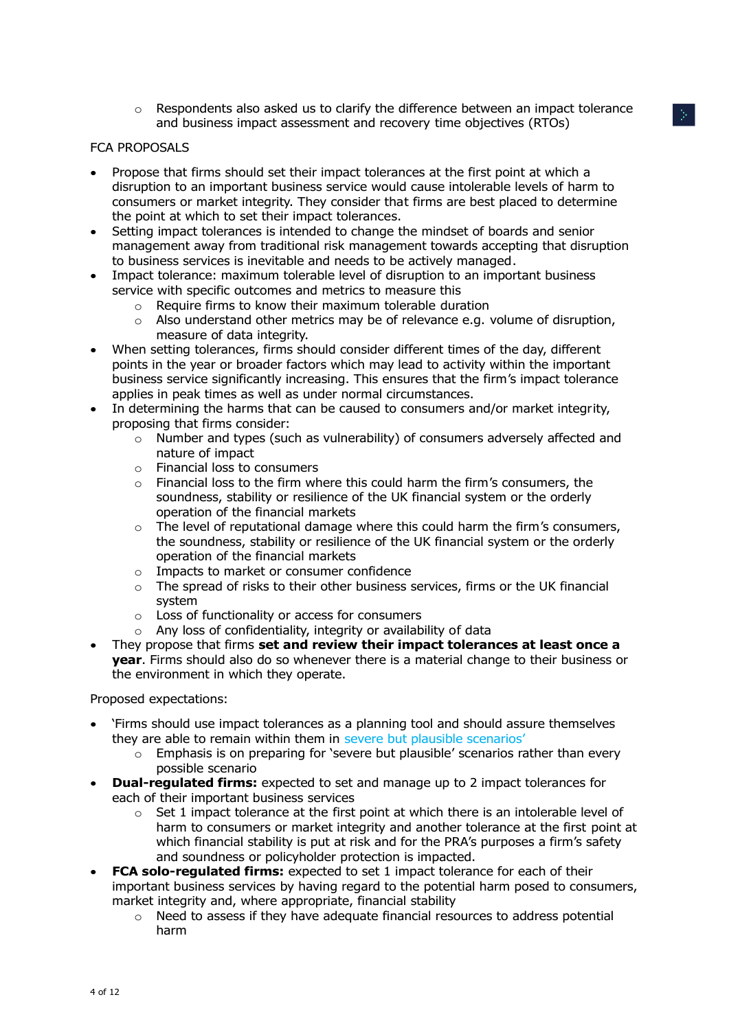- Respondents also asked us to clarify the difference between an impact tolerance and business impact assessment and recovery time objectives (RTOs)

FCA PROPOSALS

- Propose that firms should set their impact tolerances at the first point at which a disruption to an important business service would cause intolerable levels of harm to consumers or market integrity. They consider that firms are best placed to determine the point at which to set their impact tolerances.
- Setting impact tolerances is intended to change the mindset of boards and senior management away from traditional risk management towards accepting that disruption to business services is inevitable and needs to be actively managed.
- Impact tolerance: maximum tolerable level of disruption to an important business service with specific outcomes and metrics to measure this
  - Require firms to know their maximum tolerable duration
  - Also understand other metrics may be of relevance e.g. volume of disruption, measure of data integrity.
- When setting tolerances, firms should consider different times of the day, different points in the year or broader factors which may lead to activity within the important business service significantly increasing. This ensures that the firm's impact tolerance applies in peak times as well as under normal circumstances.
- In determining the harms that can be caused to consumers and/or market integrity, proposing that firms consider:
  - Number and types (such as vulnerability) of consumers adversely affected and nature of impact
  - Financial loss to consumers
  - Financial loss to the firm where this could harm the firm's consumers, the soundness, stability or resilience of the UK financial system or the orderly operation of the financial markets
  - The level of reputational damage where this could harm the firm's consumers, the soundness, stability or resilience of the UK financial system or the orderly operation of the financial markets
  - Impacts to market or consumer confidence
  - The spread of risks to their other business services, firms or the UK financial system
  - Loss of functionality or access for consumers
  - Any loss of confidentiality, integrity or availability of data
- They propose that firms **set and review their impact tolerances at least once a year**. Firms should also do so whenever there is a material change to their business or the environment in which they operate.

Proposed expectations:

- 'Firms should use impact tolerances as a planning tool and should assure themselves they are able to remain within them in severe but plausible scenarios'
  - Emphasis is on preparing for 'severe but plausible' scenarios rather than every possible scenario
- **Dual-regulated firms:** expected to set and manage up to 2 impact tolerances for each of their important business services
  - Set 1 impact tolerance at the first point at which there is an intolerable level of harm to consumers or market integrity and another tolerance at the first point at which financial stability is put at risk and for the PRA's purposes a firm's safety and soundness or policyholder protection is impacted.
- **FCA solo-regulated firms:** expected to set 1 impact tolerance for each of their important business services by having regard to the potential harm posed to consumers, market integrity and, where appropriate, financial stability
  - Need to assess if they have adequate financial resources to address potential harm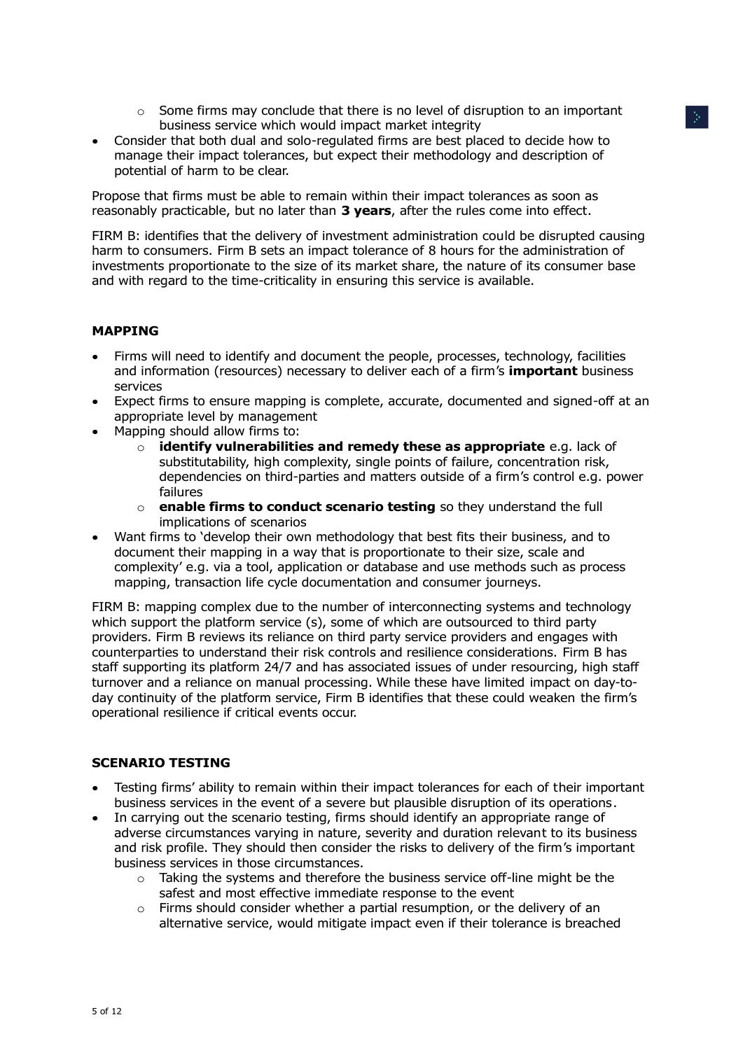- Some firms may conclude that there is no level of disruption to an important business service which would impact market integrity
- Consider that both dual and solo-regulated firms are best placed to decide how to manage their impact tolerances, but expect their methodology and description of potential of harm to be clear.

Propose that firms must be able to remain within their impact tolerances as soon as reasonably practicable, but no later than **3 years**, after the rules come into effect.

FIRM B: identifies that the delivery of investment administration could be disrupted causing harm to consumers. Firm B sets an impact tolerance of 8 hours for the administration of investments proportionate to the size of its market share, the nature of its consumer base and with regard to the time-criticality in ensuring this service is available.

**MAPPING**

- Firms will need to identify and document the people, processes, technology, facilities and information (resources) necessary to deliver each of a firm's **important** business services
- Expect firms to ensure mapping is complete, accurate, documented and signed-off at an appropriate level by management
- Mapping should allow firms to:
  - **identify vulnerabilities and remedy these as appropriate** e.g. lack of substitutability, high complexity, single points of failure, concentration risk, dependencies on third-parties and matters outside of a firm's control e.g. power failures
  - **enable firms to conduct scenario testing** so they understand the full implications of scenarios
- Want firms to 'develop their own methodology that best fits their business, and to document their mapping in a way that is proportionate to their size, scale and complexity' e.g. via a tool, application or database and use methods such as process mapping, transaction life cycle documentation and consumer journeys.

FIRM B: mapping complex due to the number of interconnecting systems and technology which support the platform service (s), some of which are outsourced to third party providers. Firm B reviews its reliance on third party service providers and engages with counterparties to understand their risk controls and resilience considerations. Firm B has staff supporting its platform 24/7 and has associated issues of under resourcing, high staff turnover and a reliance on manual processing. While these have limited impact on day-to-day continuity of the platform service, Firm B identifies that these could weaken the firm's operational resilience if critical events occur.

**SCENARIO TESTING**

- Testing firms' ability to remain within their impact tolerances for each of their important business services in the event of a severe but plausible disruption of its operations.
- In carrying out the scenario testing, firms should identify an appropriate range of adverse circumstances varying in nature, severity and duration relevant to its business and risk profile. They should then consider the risks to delivery of the firm's important business services in those circumstances.
  - Taking the systems and therefore the business service off-line might be the safest and most effective immediate response to the event
  - Firms should consider whether a partial resumption, or the delivery of an alternative service, would mitigate impact even if their tolerance is breached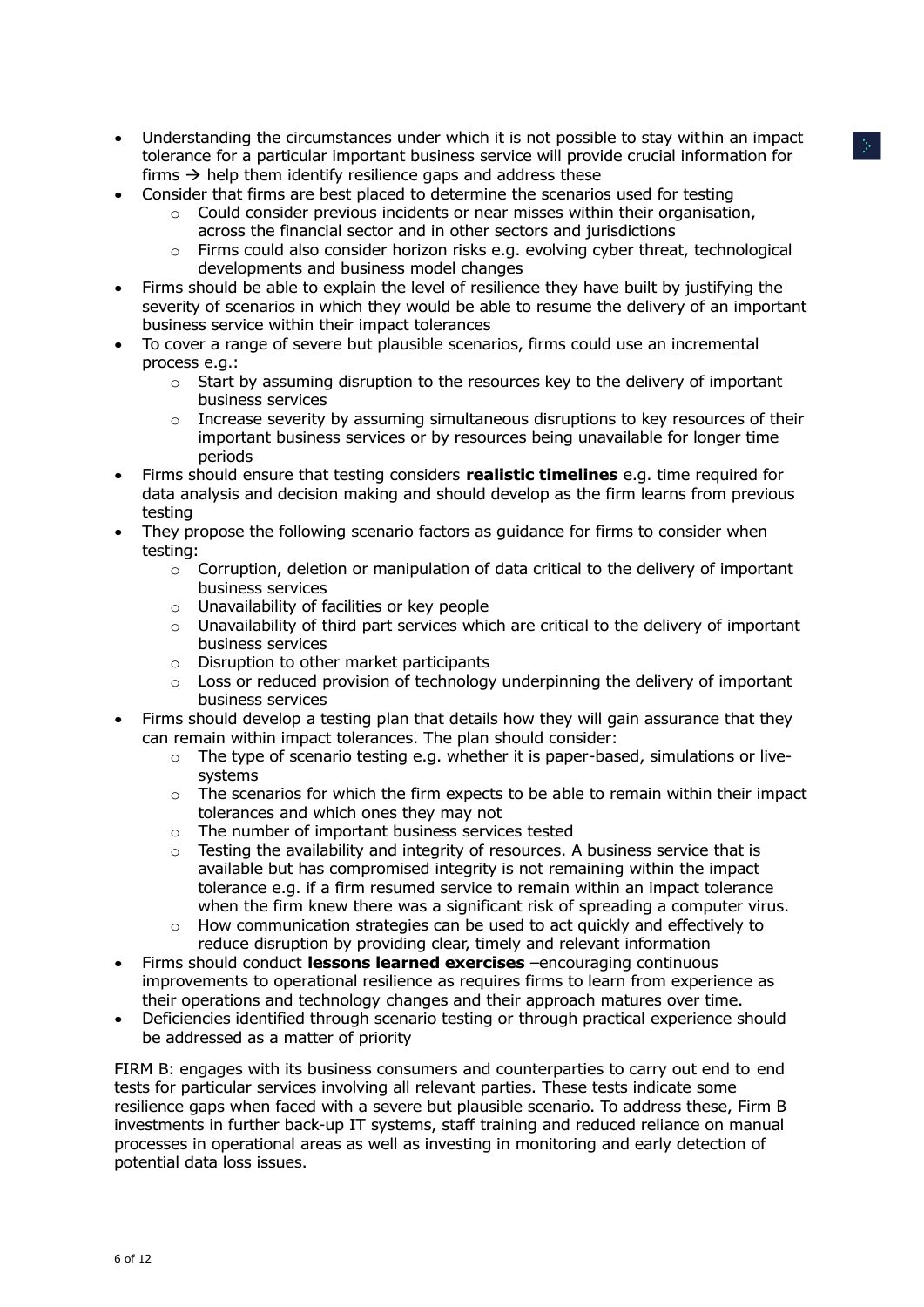- Understanding the circumstances under which it is not possible to stay within an impact tolerance for a particular important business service will provide crucial information for firms → help them identify resilience gaps and address these
- Consider that firms are best placed to determine the scenarios used for testing
  - Could consider previous incidents or near misses within their organisation, across the financial sector and in other sectors and jurisdictions
  - Firms could also consider horizon risks e.g. evolving cyber threat, technological developments and business model changes
- Firms should be able to explain the level of resilience they have built by justifying the severity of scenarios in which they would be able to resume the delivery of an important business service within their impact tolerances
- To cover a range of severe but plausible scenarios, firms could use an incremental process e.g.:
  - Start by assuming disruption to the resources key to the delivery of important business services
  - Increase severity by assuming simultaneous disruptions to key resources of their important business services or by resources being unavailable for longer time periods
- Firms should ensure that testing considers **realistic timelines** e.g. time required for data analysis and decision making and should develop as the firm learns from previous testing
- They propose the following scenario factors as guidance for firms to consider when testing:
  - Corruption, deletion or manipulation of data critical to the delivery of important business services
  - Unavailability of facilities or key people
  - Unavailability of third part services which are critical to the delivery of important business services
  - Disruption to other market participants
  - Loss or reduced provision of technology underpinning the delivery of important business services
- Firms should develop a testing plan that details how they will gain assurance that they can remain within impact tolerances. The plan should consider:
  - The type of scenario testing e.g. whether it is paper-based, simulations or live-systems
  - The scenarios for which the firm expects to be able to remain within their impact tolerances and which ones they may not
  - The number of important business services tested
  - Testing the availability and integrity of resources. A business service that is available but has compromised integrity is not remaining within the impact tolerance e.g. if a firm resumed service to remain within an impact tolerance when the firm knew there was a significant risk of spreading a computer virus.
  - How communication strategies can be used to act quickly and effectively to reduce disruption by providing clear, timely and relevant information
- Firms should conduct **lessons learned exercises** –encouraging continuous improvements to operational resilience as requires firms to learn from experience as their operations and technology changes and their approach matures over time.
- Deficiencies identified through scenario testing or through practical experience should be addressed as a matter of priority

FIRM B: engages with its business consumers and counterparties to carry out end to end tests for particular services involving all relevant parties. These tests indicate some resilience gaps when faced with a severe but plausible scenario. To address these, Firm B investments in further back-up IT systems, staff training and reduced reliance on manual processes in operational areas as well as investing in monitoring and early detection of potential data loss issues.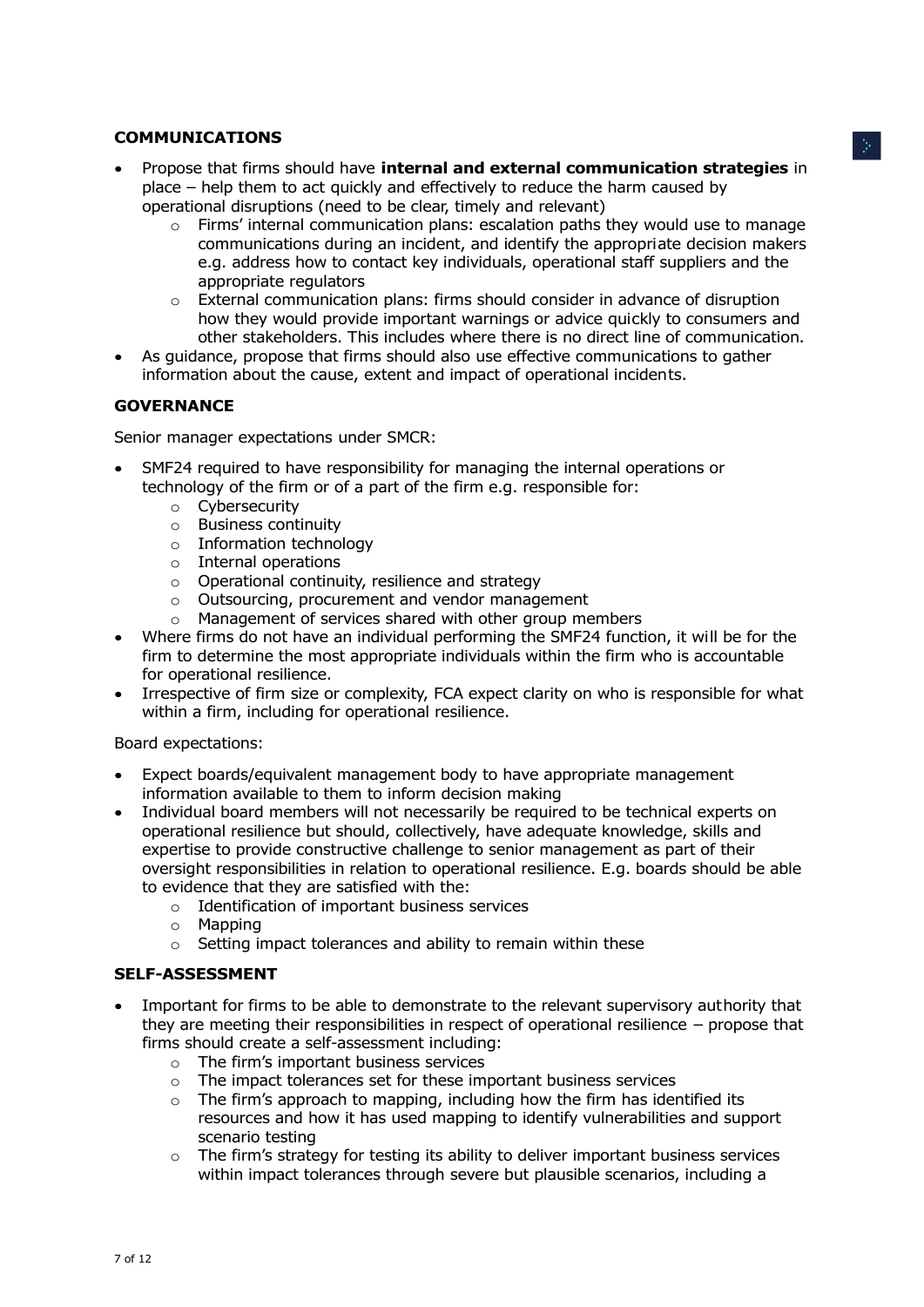## COMMUNICATIONS

- Propose that firms should have **internal and external communication strategies** in place – help them to act quickly and effectively to reduce the harm caused by operational disruptions (need to be clear, timely and relevant)
    - Firms' internal communication plans: escalation paths they would use to manage communications during an incident, and identify the appropriate decision makers e.g. address how to contact key individuals, operational staff suppliers and the appropriate regulators
    - External communication plans: firms should consider in advance of disruption how they would provide important warnings or advice quickly to consumers and other stakeholders. This includes where there is no direct line of communication.
- As guidance, propose that firms should also use effective communications to gather information about the cause, extent and impact of operational incidents.

## GOVERNANCE

Senior manager expectations under SMCR:

- SMF24 required to have responsibility for managing the internal operations or technology of the firm or of a part of the firm e.g. responsible for:
    - Cybersecurity
    - Business continuity
    - Information technology
    - Internal operations
    - Operational continuity, resilience and strategy
    - Outsourcing, procurement and vendor management
    - Management of services shared with other group members
- Where firms do not have an individual performing the SMF24 function, it will be for the firm to determine the most appropriate individuals within the firm who is accountable for operational resilience.
- Irrespective of firm size or complexity, FCA expect clarity on who is responsible for what within a firm, including for operational resilience.

Board expectations:

- Expect boards/equivalent management body to have appropriate management information available to them to inform decision making
- Individual board members will not necessarily be required to be technical experts on operational resilience but should, collectively, have adequate knowledge, skills and expertise to provide constructive challenge to senior management as part of their oversight responsibilities in relation to operational resilience. E.g. boards should be able to evidence that they are satisfied with the:
    - Identification of important business services
    - Mapping
    - Setting impact tolerances and ability to remain within these

## SELF-ASSESSMENT

- Important for firms to be able to demonstrate to the relevant supervisory authority that they are meeting their responsibilities in respect of operational resilience – propose that firms should create a self-assessment including:
    - The firm's important business services
    - The impact tolerances set for these important business services
    - The firm's approach to mapping, including how the firm has identified its resources and how it has used mapping to identify vulnerabilities and support scenario testing
    - The firm's strategy for testing its ability to deliver important business services within impact tolerances through severe but plausible scenarios, including a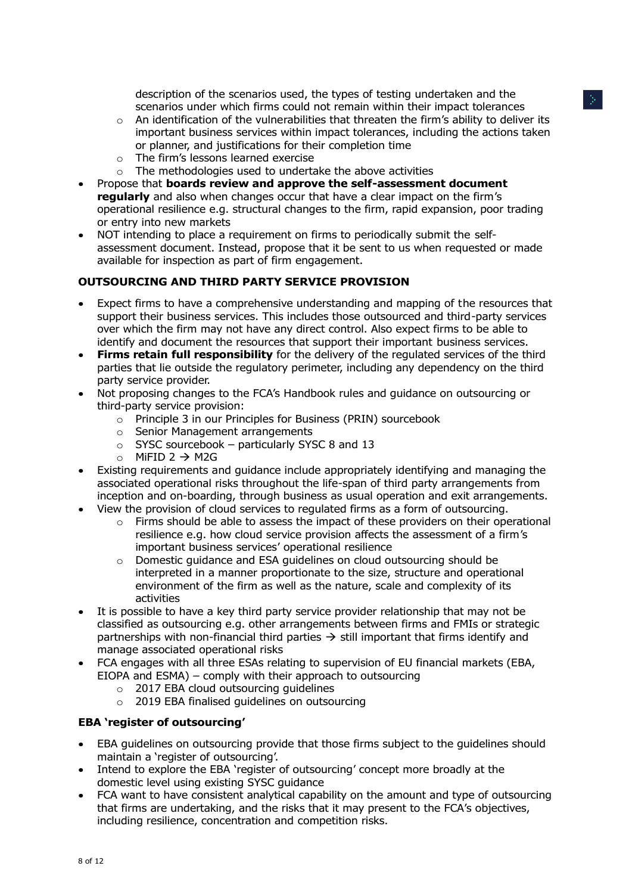- description of the scenarios used, the types of testing undertaken and the scenarios under which firms could not remain within their impact tolerances
  - An identification of the vulnerabilities that threaten the firm's ability to deliver its important business services within impact tolerances, including the actions taken or planner, and justifications for their completion time
  - The firm's lessons learned exercise
  - The methodologies used to undertake the above activities
- Propose that **boards review and approve the self-assessment document regularly** and also when changes occur that have a clear impact on the firm's operational resilience e.g. structural changes to the firm, rapid expansion, poor trading or entry into new markets
- NOT intending to place a requirement on firms to periodically submit the self-assessment document. Instead, propose that it be sent to us when requested or made available for inspection as part of firm engagement.

**OUTSOURCING AND THIRD PARTY SERVICE PROVISION**

- Expect firms to have a comprehensive understanding and mapping of the resources that support their business services. This includes those outsourced and third-party services over which the firm may not have any direct control. Also expect firms to be able to identify and document the resources that support their important business services.
- **Firms retain full responsibility** for the delivery of the regulated services of the third parties that lie outside the regulatory perimeter, including any dependency on the third party service provider.
- Not proposing changes to the FCA's Handbook rules and guidance on outsourcing or third-party service provision:
  - Principle 3 in our Principles for Business (PRIN) sourcebook
  - Senior Management arrangements
  - SYSC sourcebook – particularly SYSC 8 and 13
  - MiFID 2 → M2G
- Existing requirements and guidance include appropriately identifying and managing the associated operational risks throughout the life-span of third party arrangements from inception and on-boarding, through business as usual operation and exit arrangements.
- View the provision of cloud services to regulated firms as a form of outsourcing.
  - Firms should be able to assess the impact of these providers on their operational resilience e.g. how cloud service provision affects the assessment of a firm's important business services' operational resilience
  - Domestic guidance and ESA guidelines on cloud outsourcing should be interpreted in a manner proportionate to the size, structure and operational environment of the firm as well as the nature, scale and complexity of its activities
- It is possible to have a key third party service provider relationship that may not be classified as outsourcing e.g. other arrangements between firms and FMIs or strategic partnerships with non-financial third parties → still important that firms identify and manage associated operational risks
- FCA engages with all three ESAs relating to supervision of EU financial markets (EBA, EIOPA and ESMA) – comply with their approach to outsourcing
  - 2017 EBA cloud outsourcing guidelines
  - 2019 EBA finalised guidelines on outsourcing

**EBA 'register of outsourcing'**

- EBA guidelines on outsourcing provide that those firms subject to the guidelines should maintain a 'register of outsourcing'.
- Intend to explore the EBA 'register of outsourcing' concept more broadly at the domestic level using existing SYSC guidance
- FCA want to have consistent analytical capability on the amount and type of outsourcing that firms are undertaking, and the risks that it may present to the FCA's objectives, including resilience, concentration and competition risks.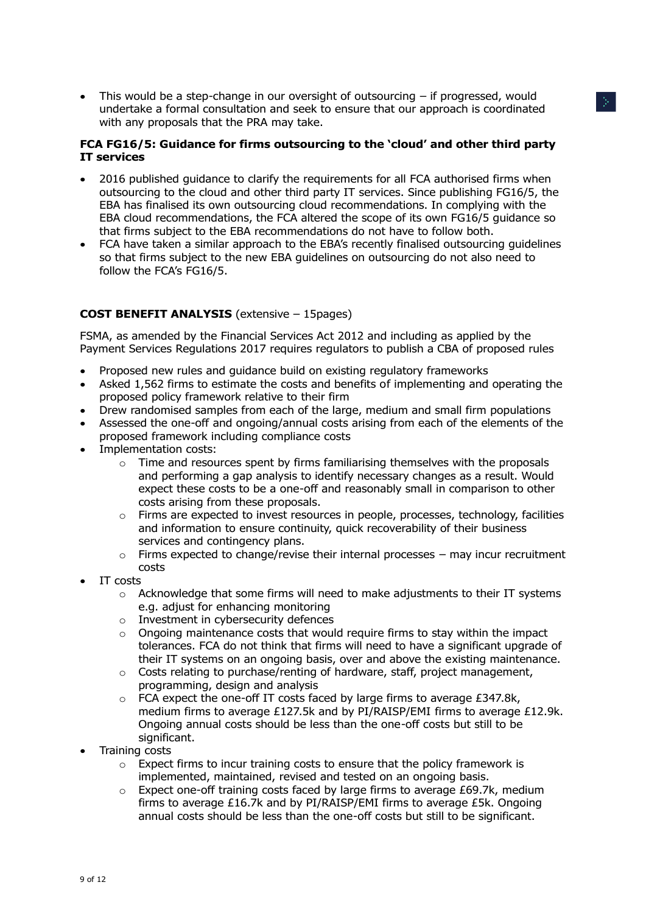- This would be a step-change in our oversight of outsourcing – if progressed, would undertake a formal consultation and seek to ensure that our approach is coordinated with any proposals that the PRA may take.

**FCA FG16/5: Guidance for firms outsourcing to the 'cloud' and other third party IT services**

- 2016 published guidance to clarify the requirements for all FCA authorised firms when outsourcing to the cloud and other third party IT services. Since publishing FG16/5, the EBA has finalised its own outsourcing cloud recommendations. In complying with the EBA cloud recommendations, the FCA altered the scope of its own FG16/5 guidance so that firms subject to the EBA recommendations do not have to follow both.
- FCA have taken a similar approach to the EBA's recently finalised outsourcing guidelines so that firms subject to the new EBA guidelines on outsourcing do not also need to follow the FCA's FG16/5.

**COST BENEFIT ANALYSIS** (extensive – 15pages)

FSMA, as amended by the Financial Services Act 2012 and including as applied by the Payment Services Regulations 2017 requires regulators to publish a CBA of proposed rules

- Proposed new rules and guidance build on existing regulatory frameworks
- Asked 1,562 firms to estimate the costs and benefits of implementing and operating the proposed policy framework relative to their firm
- Drew randomised samples from each of the large, medium and small firm populations
- Assessed the one-off and ongoing/annual costs arising from each of the elements of the proposed framework including compliance costs
- Implementation costs:
  - Time and resources spent by firms familiarising themselves with the proposals and performing a gap analysis to identify necessary changes as a result. Would expect these costs to be a one-off and reasonably small in comparison to other costs arising from these proposals.
  - Firms are expected to invest resources in people, processes, technology, facilities and information to ensure continuity, quick recoverability of their business services and contingency plans.
  - Firms expected to change/revise their internal processes – may incur recruitment costs
- IT costs
  - Acknowledge that some firms will need to make adjustments to their IT systems e.g. adjust for enhancing monitoring
  - Investment in cybersecurity defences
  - Ongoing maintenance costs that would require firms to stay within the impact tolerances. FCA do not think that firms will need to have a significant upgrade of their IT systems on an ongoing basis, over and above the existing maintenance.
  - Costs relating to purchase/renting of hardware, staff, project management, programming, design and analysis
  - FCA expect the one-off IT costs faced by large firms to average £347.8k, medium firms to average £127.5k and by PI/RAISP/EMI firms to average £12.9k. Ongoing annual costs should be less than the one-off costs but still to be significant.
- Training costs
  - Expect firms to incur training costs to ensure that the policy framework is implemented, maintained, revised and tested on an ongoing basis.
  - Expect one-off training costs faced by large firms to average £69.7k, medium firms to average £16.7k and by PI/RAISP/EMI firms to average £5k. Ongoing annual costs should be less than the one-off costs but still to be significant.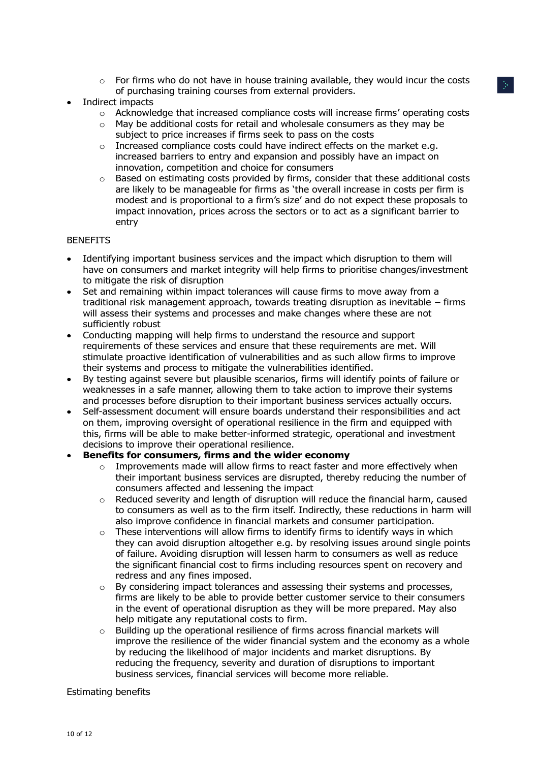- For firms who do not have in house training available, they would incur the costs of purchasing training courses from external providers.
- Indirect impacts
    - Acknowledge that increased compliance costs will increase firms' operating costs
    - May be additional costs for retail and wholesale consumers as they may be subject to price increases if firms seek to pass on the costs
    - Increased compliance costs could have indirect effects on the market e.g. increased barriers to entry and expansion and possibly have an impact on innovation, competition and choice for consumers
    - Based on estimating costs provided by firms, consider that these additional costs are likely to be manageable for firms as 'the overall increase in costs per firm is modest and is proportional to a firm's size' and do not expect these proposals to impact innovation, prices across the sectors or to act as a significant barrier to entry

BENEFITS

- Identifying important business services and the impact which disruption to them will have on consumers and market integrity will help firms to prioritise changes/investment to mitigate the risk of disruption
- Set and remaining within impact tolerances will cause firms to move away from a traditional risk management approach, towards treating disruption as inevitable – firms will assess their systems and processes and make changes where these are not sufficiently robust
- Conducting mapping will help firms to understand the resource and support requirements of these services and ensure that these requirements are met. Will stimulate proactive identification of vulnerabilities and as such allow firms to improve their systems and process to mitigate the vulnerabilities identified.
- By testing against severe but plausible scenarios, firms will identify points of failure or weaknesses in a safe manner, allowing them to take action to improve their systems and processes before disruption to their important business services actually occurs.
- Self-assessment document will ensure boards understand their responsibilities and act on them, improving oversight of operational resilience in the firm and equipped with this, firms will be able to make better-informed strategic, operational and investment decisions to improve their operational resilience.
- **Benefits for consumers, firms and the wider economy**
    - Improvements made will allow firms to react faster and more effectively when their important business services are disrupted, thereby reducing the number of consumers affected and lessening the impact
    - Reduced severity and length of disruption will reduce the financial harm, caused to consumers as well as to the firm itself. Indirectly, these reductions in harm will also improve confidence in financial markets and consumer participation.
    - These interventions will allow firms to identify firms to identify ways in which they can avoid disruption altogether e.g. by resolving issues around single points of failure. Avoiding disruption will lessen harm to consumers as well as reduce the significant financial cost to firms including resources spent on recovery and redress and any fines imposed.
    - By considering impact tolerances and assessing their systems and processes, firms are likely to be able to provide better customer service to their consumers in the event of operational disruption as they will be more prepared. May also help mitigate any reputational costs to firm.
    - Building up the operational resilience of firms across financial markets will improve the resilience of the wider financial system and the economy as a whole by reducing the likelihood of major incidents and market disruptions. By reducing the frequency, severity and duration of disruptions to important business services, financial services will become more reliable.

Estimating benefits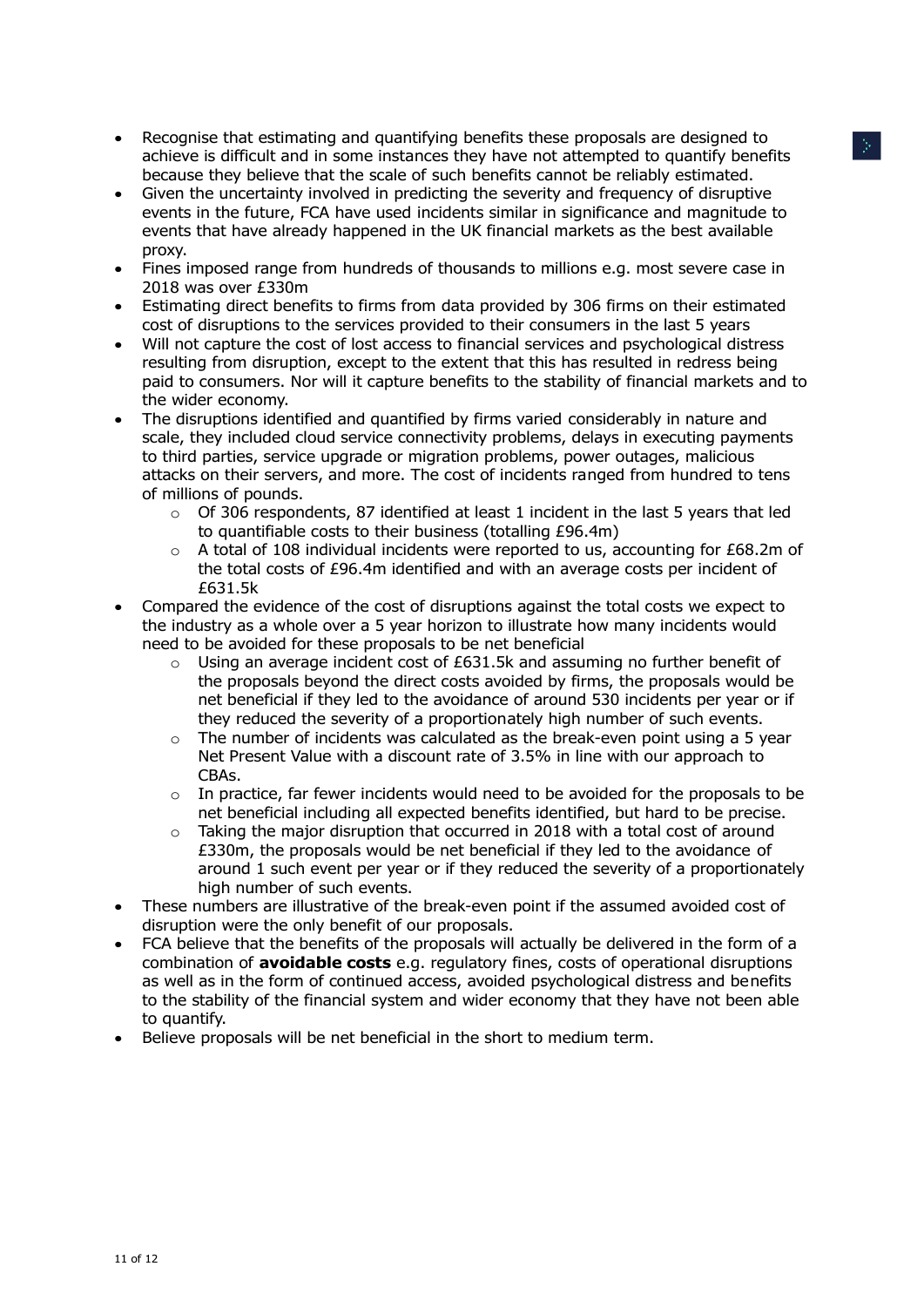- Recognise that estimating and quantifying benefits these proposals are designed to achieve is difficult and in some instances they have not attempted to quantify benefits because they believe that the scale of such benefits cannot be reliably estimated.
- Given the uncertainty involved in predicting the severity and frequency of disruptive events in the future, FCA have used incidents similar in significance and magnitude to events that have already happened in the UK financial markets as the best available proxy.
- Fines imposed range from hundreds of thousands to millions e.g. most severe case in 2018 was over £330m
- Estimating direct benefits to firms from data provided by 306 firms on their estimated cost of disruptions to the services provided to their consumers in the last 5 years
- Will not capture the cost of lost access to financial services and psychological distress resulting from disruption, except to the extent that this has resulted in redress being paid to consumers. Nor will it capture benefits to the stability of financial markets and to the wider economy.
- The disruptions identified and quantified by firms varied considerably in nature and scale, they included cloud service connectivity problems, delays in executing payments to third parties, service upgrade or migration problems, power outages, malicious attacks on their servers, and more. The cost of incidents ranged from hundred to tens of millions of pounds.
    - Of 306 respondents, 87 identified at least 1 incident in the last 5 years that led to quantifiable costs to their business (totalling £96.4m)
    - A total of 108 individual incidents were reported to us, accounting for £68.2m of the total costs of £96.4m identified and with an average costs per incident of £631.5k
- Compared the evidence of the cost of disruptions against the total costs we expect to the industry as a whole over a 5 year horizon to illustrate how many incidents would need to be avoided for these proposals to be net beneficial
    - Using an average incident cost of £631.5k and assuming no further benefit of the proposals beyond the direct costs avoided by firms, the proposals would be net beneficial if they led to the avoidance of around 530 incidents per year or if they reduced the severity of a proportionately high number of such events.
    - The number of incidents was calculated as the break-even point using a 5 year Net Present Value with a discount rate of 3.5% in line with our approach to CBAs.
    - In practice, far fewer incidents would need to be avoided for the proposals to be net beneficial including all expected benefits identified, but hard to be precise.
    - Taking the major disruption that occurred in 2018 with a total cost of around £330m, the proposals would be net beneficial if they led to the avoidance of around 1 such event per year or if they reduced the severity of a proportionately high number of such events.
- These numbers are illustrative of the break-even point if the assumed avoided cost of disruption were the only benefit of our proposals.
- FCA believe that the benefits of the proposals will actually be delivered in the form of a combination of **avoidable costs** e.g. regulatory fines, costs of operational disruptions as well as in the form of continued access, avoided psychological distress and benefits to the stability of the financial system and wider economy that they have not been able to quantify.
- Believe proposals will be net beneficial in the short to medium term.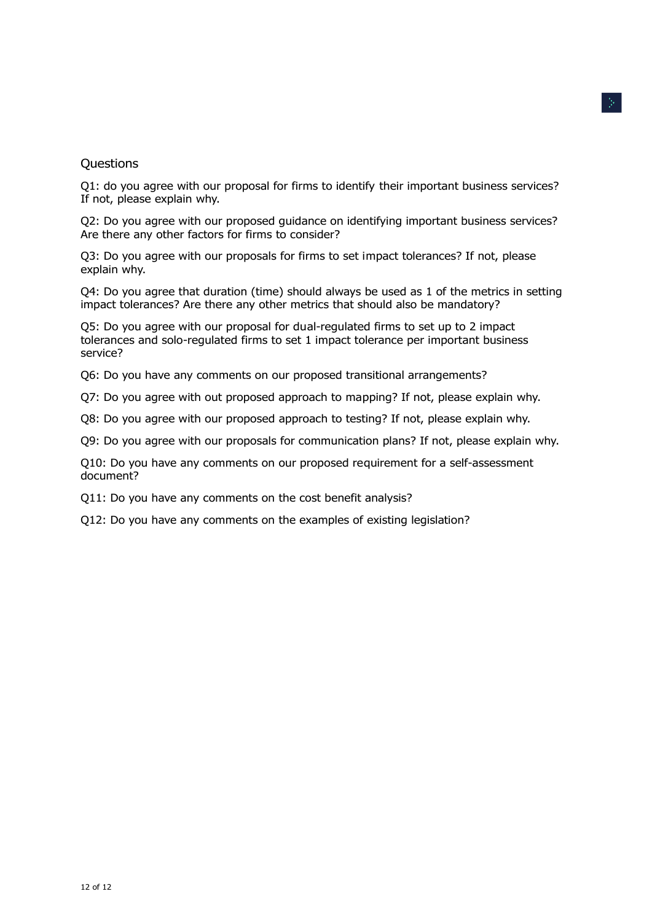## Questions

Q1: do you agree with our proposal for firms to identify their important business services? If not, please explain why.

Q2: Do you agree with our proposed guidance on identifying important business services? Are there any other factors for firms to consider?

Q3: Do you agree with our proposals for firms to set impact tolerances? If not, please explain why.

Q4: Do you agree that duration (time) should always be used as 1 of the metrics in setting impact tolerances? Are there any other metrics that should also be mandatory?

Q5: Do you agree with our proposal for dual-regulated firms to set up to 2 impact tolerances and solo-regulated firms to set 1 impact tolerance per important business service?

Q6: Do you have any comments on our proposed transitional arrangements?

Q7: Do you agree with out proposed approach to mapping? If not, please explain why.

Q8: Do you agree with our proposed approach to testing? If not, please explain why.

Q9: Do you agree with our proposals for communication plans? If not, please explain why.

Q10: Do you have any comments on our proposed requirement for a self-assessment document?

Q11: Do you have any comments on the cost benefit analysis?

Q12: Do you have any comments on the examples of existing legislation?